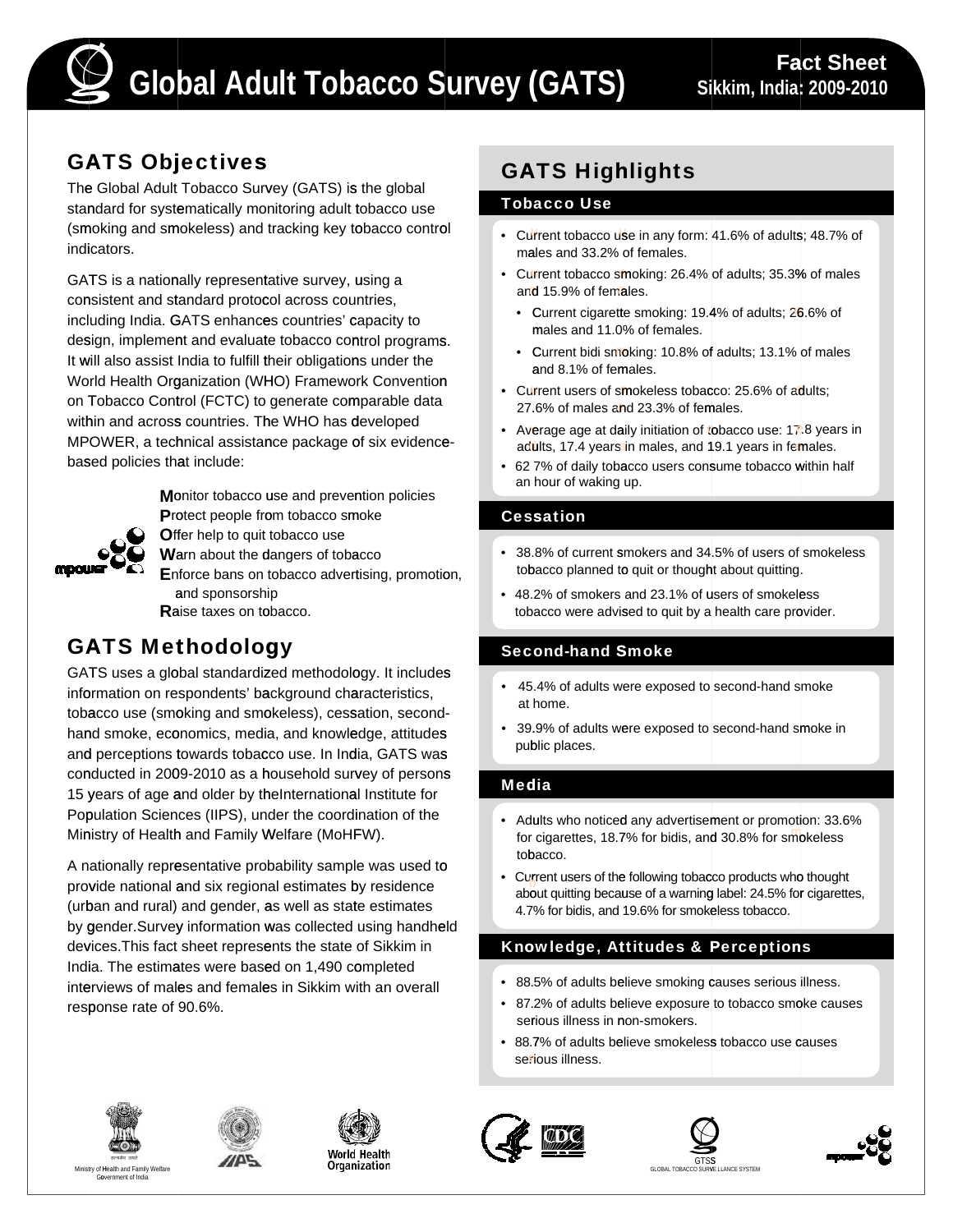# Global Adult Tobacco Survey (GATS)

**Fact Sheet**
**Sikkim, India: 2009-2010**

## GATS Objectives

The Global Adult Tobacco Survey (GATS) is the global standard for systematically monitoring adult tobacco use (smoking and smokeless) and tracking key tobacco control indicators.

GATS is a nationally representative survey, using a consistent and standard protocol across countries, including India. GATS enhances countries' capacity to design, implement and evaluate tobacco control programs. It will also assist India to fulfill their obligations under the World Health Organization (WHO) Framework Convention on Tobacco Control (FCTC) to generate comparable data within and across countries. The WHO has developed MPOWER, a technical assistance package of six evidence-based policies that include:

**M**onitor tobacco use and prevention policies
**P**rotect people from tobacco smoke
**O**ffer help to quit tobacco use
**W**arn about the dangers of tobacco
**E**nforce bans on tobacco advertising, promotion, and sponsorship
**R**aise taxes on tobacco.

## GATS Methodology

GATS uses a global standardized methodology. It includes information on respondents' background characteristics, tobacco use (smoking and smokeless), cessation, second-hand smoke, economics, media, and knowledge, attitudes and perceptions towards tobacco use. In India, GATS was conducted in 2009-2010 as a household survey of persons 15 years of age and older by theInternational Institute for Population Sciences (IIPS), under the coordination of the Ministry of Health and Family Welfare (MoHFW).

A nationally representative probability sample was used to provide national and six regional estimates by residence (urban and rural) and gender, as well as state estimates by gender.Survey information was collected using handheld devices.This fact sheet represents the state of Sikkim in India. The estimates were based on 1,490 completed interviews of males and females in Sikkim with an overall response rate of 90.6%.

## GATS Highlights

### Tobacco Use

- Current tobacco use in any form: 41.6% of adults; 48.7% of males and 33.2% of females.
- Current tobacco smoking: 26.4% of adults; 35.3% of males and 15.9% of females.
  - Current cigarette smoking: 19.4% of adults; 26.6% of males and 11.0% of females.
  - Current bidi smoking: 10.8% of adults; 13.1% of males and 8.1% of females.
- Current users of smokeless tobacco: 25.6% of adults; 27.6% of males and 23.3% of females.
- Average age at daily initiation of tobacco use: 17.8 years in adults, 17.4 years in males, and 19.1 years in females.
- 62 7% of daily tobacco users consume tobacco within half an hour of waking up.

### Cessation

- 38.8% of current smokers and 34.5% of users of smokeless tobacco planned to quit or thought about quitting.
- 48.2% of smokers and 23.1% of users of smokeless tobacco were advised to quit by a health care provider.

### Second-hand Smoke

- 45.4% of adults were exposed to second-hand smoke at home.
- 39.9% of adults were exposed to second-hand smoke in public places.

### Media

- Adults who noticed any advertisement or promotion: 33.6% for cigarettes, 18.7% for bidis, and 30.8% for smokeless tobacco.
- Current users of the following tobacco products who thought about quitting because of a warning label: 24.5% for cigarettes, 4.7% for bidis, and 19.6% for smokeless tobacco.

### Knowledge, Attitudes & Perceptions

- 88.5% of adults believe smoking causes serious illness.
- 87.2% of adults believe exposure to tobacco smoke causes serious illness in non-smokers.
- 88.7% of adults believe smokeless tobacco use causes serious illness.

Ministry of Health and Family Welfare
Government of India

World Health Organization

GTSS
GLOBAL TOBACCO SURVEILLANCE SYSTEM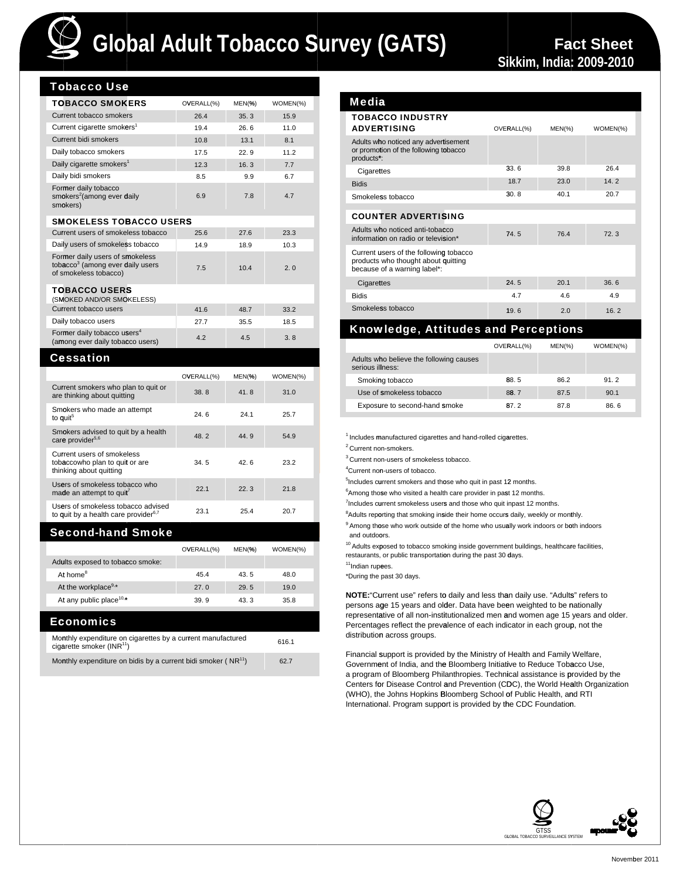# Global Adult Tobacco Survey (GATS)

## Fact Sheet
## Sikkim, India: 2009-2010

## Tobacco Use

| TOBACCO SMOKERS | OVERALL(%) | MEN(%) | WOMEN(%) |
|---|---|---|---|
| Current tobacco smokers | 26.4 | 35. 3 | 15.9 |
| Current cigarette smokers[1] | 19.4 | 26. 6 | 11.0 |
| Current bidi smokers | 10.8 | 13.1 | 8.1 |
| Daily tobacco smokers | 17.5 | 22. 9 | 11.2 |
| Daily cigarette smokers[1] | 12.3 | 16. 3 | 7.7 |
| Daily bidi smokers | 8.5 | 9.9 | 6.7 |
| Former daily tobacco smokers[2](among ever daily smokers) | 6.9 | 7.8 | 4.7 |
| **SMOKELESS TOBACCO USERS** | | | |
| Current users of smokeless tobacco | 25.6 | 27.6 | 23.3 |
| Daily users of smokeless tobacco | 14.9 | 18.9 | 10.3 |
| Former daily users of smokeless tobacco[3] (among ever daily users of smokeless tobacco) | 7.5 | 10.4 | 2. 0 |
| **TOBACCO USERS** (SMOKED AND/OR SMOKELESS) | | | |
| Current tobacco users | 41.6 | 48.7 | 33.2 |
| Daily tobacco users | 27.7 | 35.5 | 18.5 |
| Former daily tobacco users[4] (among ever daily tobacco users) | 4.2 | 4.5 | 3. 8 |

## Cessation

| | OVERALL(%) | MEN(%) | WOMEN(%) |
|---|---|---|---|
| Current smokers who plan to quit or are thinking about quitting | 38. 8 | 41. 8 | 31.0 |
| Smokers who made an attempt to quit[5] | 24. 6 | 24.1 | 25.7 |
| Smokers advised to quit by a health care provider[5,6] | 48. 2 | 44. 9 | 54.9 |
| Current users of smokeless tobaccowho plan to quit or are thinking about quitting | 34. 5 | 42. 6 | 23.2 |
| Users of smokeless tobacco who made an attempt to quit[7] | 22.1 | 22. 3 | 21.8 |
| Users of smokeless tobacco advised to quit by a health care provider[6,7] | 23.1 | 25.4 | 20.7 |

## Second-hand Smoke

| | OVERALL(%) | MEN(%) | WOMEN(%) |
|---|---|---|---|
| Adults exposed to tobacco smoke: | | | |
| At home[8] | 45.4 | 43. 5 | 48.0 |
| At the workplace[9,*] | 27. 0 | 29. 5 | 19.0 |
| At any public place[10,*] | 39. 9 | 43. 3 | 35.8 |

## Economics

| | |
|---|---|
| Monthly expenditure on cigarettes by a current manufactured cigarette smoker (INR[11]) | 616.1 |
| Monthly expenditure on bidis by a current bidi smoker ( NR[11]) | 62.7 |

## Media

| TOBACCO INDUSTRY ADVERTISING | OVERALL(%) | MEN(%) | WOMEN(%) |
|---|---|---|---|
| Adults who noticed any advertisement or promotion of the following tobacco products*: | | | |
| Cigarettes | 33. 6 | 39.8 | 26.4 |
| Bidis | 18.7 | 23.0 | 14. 2 |
| Smokeless tobacco | 30. 8 | 40.1 | 20.7 |
| **COUNTER ADVERTISING** | | | |
| Adults who noticed anti-tobacco information on radio or television* | 74. 5 | 76.4 | 72. 3 |
| Current users of the following tobacco products who thought about quitting because of a warning label*: | | | |
| Cigarettes | 24. 5 | 20.1 | 36. 6 |
| Bidis | 4.7 | 4.6 | 4.9 |
| Smokeless tobacco | 19. 6 | 2.0 | 16. 2 |

## Knowledge, Attitudes and Perceptions

| | OVERALL(%) | MEN(%) | WOMEN(%) |
|---|---|---|---|
| Adults who believe the following causes serious illness: | | | |
| Smoking tobacco | 88. 5 | 86.2 | 91. 2 |
| Use of smokeless tobacco | 88. 7 | 87.5 | 90.1 |
| Exposure to second-hand smoke | 87. 2 | 87.8 | 86. 6 |

[1] Includes manufactured cigarettes and hand-rolled cigarettes.
[2] Current non-smokers.
[3] Current non-users of smokeless tobacco.
[4] Current non-users of tobacco.
[5] Includes current smokers and those who quit in past 12 months.
[6] Among those who visited a health care provider in past 12 months.
[7] Includes current smokeless users and those who quit inpast 12 months.
[8] Adults reporting that smoking inside their home occurs daily, weekly or monthly.
[9] Among those who work outside of the home who usually work indoors or both indoors and outdoors.
[10] Adults exposed to tobacco smoking inside government buildings, healthcare facilities, restaurants, or public transportation during the past 30 days.
[11] Indian rupees.
*During the past 30 days.

**NOTE:** "Current use" refers to daily and less than daily use. "Adults" refers to persons age 15 years and older. Data have been weighted to be nationally representative of all non-institutionalized men and women age 15 years and older. Percentages reflect the prevalence of each indicator in each group, not the distribution across groups.

Financial support is provided by the Ministry of Health and Family Welfare, Government of India, and the Bloomberg Initiative to Reduce Tobacco Use, a program of Bloomberg Philanthropies. Technical assistance is provided by the Centers for Disease Control and Prevention (CDC), the World Health Organization (WHO), the Johns Hopkins Bloomberg School of Public Health, and RTI International. Program support is provided by the CDC Foundation.

GTSS
GLOBAL TOBACCO SURVEILLANCE SYSTEM

November 2011